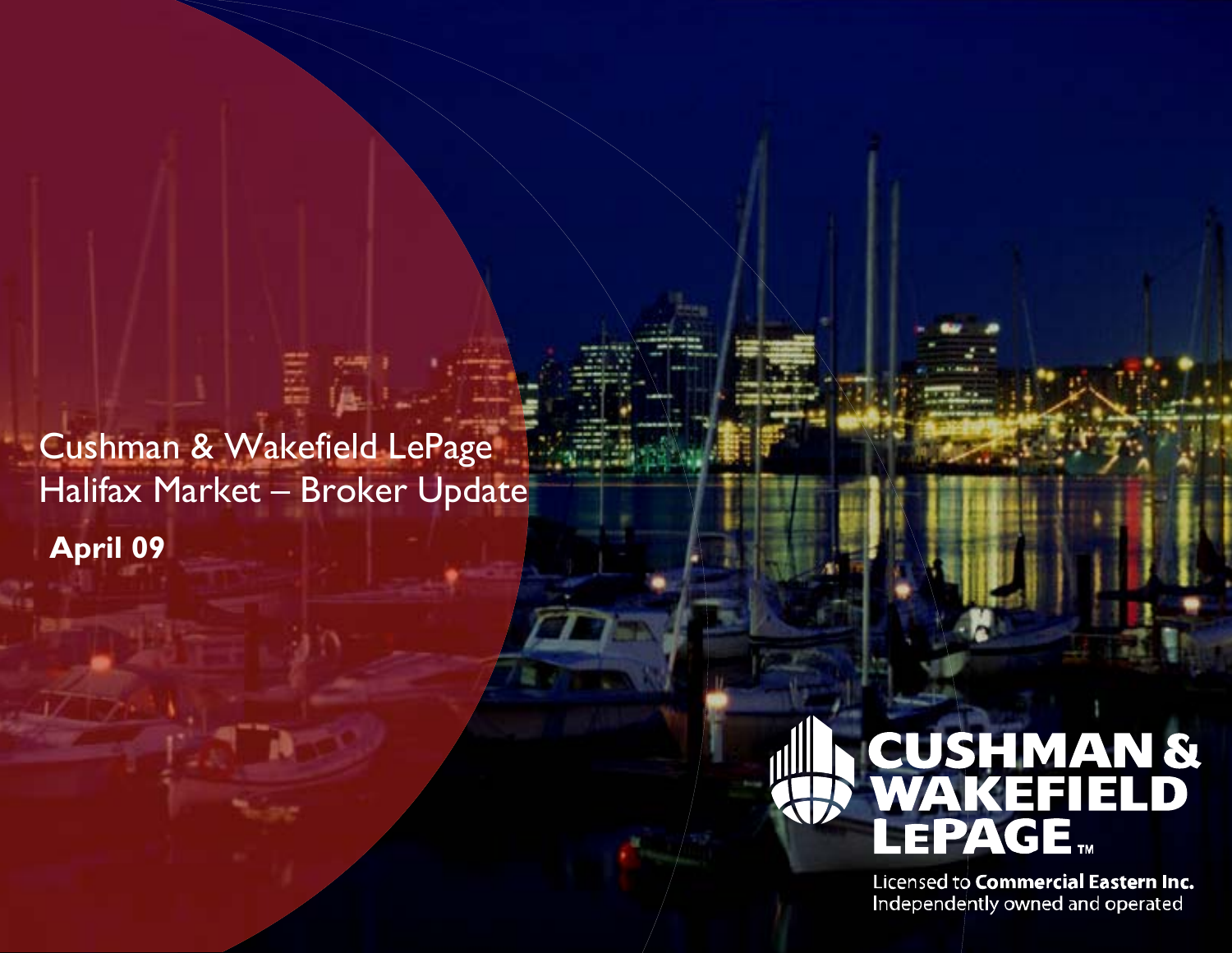# Cushman & Wakefield LePage Halifax Market – Broker Update

**April 09**

CUSHMAN & WAKEFIELD LEPAGE™

Licensed to **Commercial Eastern Inc.**
Independently owned and operated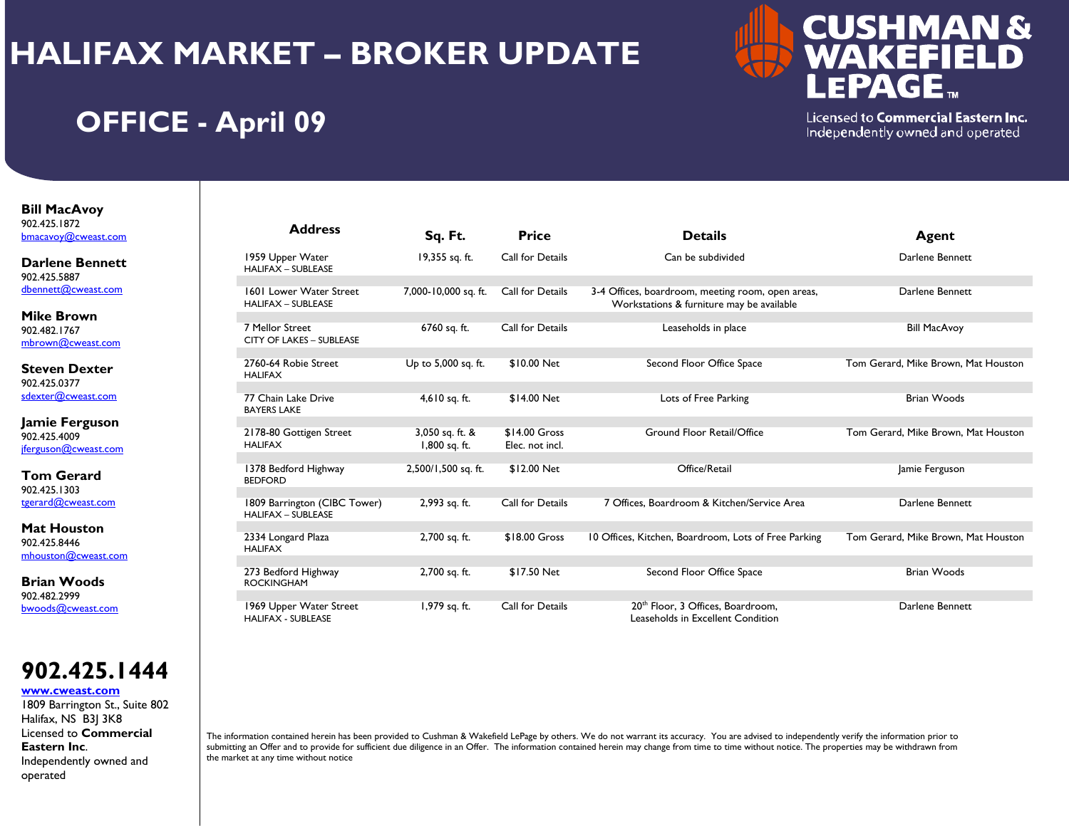# HALIFAX MARKET – BROKER UPDATE

## OFFICE - April 09

CUSHMAN & WAKEFIELD LEPAGE™
Licensed to **Commercial Eastern Inc.**
Independently owned and operated

**Bill MacAvoy**
902.425.1872
bmacavoy@cweast.com

**Darlene Bennett**
902.425.5887
dbennett@cweast.com

**Mike Brown**
902.482.1767
mbrown@cweast.com

**Steven Dexter**
902.425.0377
sdexter@cweast.com

**Jamie Ferguson**
902.425.4009
jferguson@cweast.com

**Tom Gerard**
902.425.1303
tgerard@cweast.com

**Mat Houston**
902.425.8446
mhouston@cweast.com

**Brian Woods**
902.482.2999
bwoods@cweast.com

**902.425.1444**
**www.cweast.com**
1809 Barrington St., Suite 802
Halifax, NS B3J 3K8
Licensed to **Commercial Eastern Inc**.
Independently owned and operated

| Address | Sq. Ft. | Price | Details | Agent |
|---|---|---|---|---|
| 1959 Upper Water<br>HALIFAX – SUBLEASE | 19,355 sq. ft. | Call for Details | Can be subdivided | Darlene Bennett |
| 1601 Lower Water Street<br>HALIFAX – SUBLEASE | 7,000-10,000 sq. ft. | Call for Details | 3-4 Offices, boardroom, meeting room, open areas, Workstations & furniture may be available | Darlene Bennett |
| 7 Mellor Street<br>CITY OF LAKES – SUBLEASE | 6760 sq. ft. | Call for Details | Leaseholds in place | Bill MacAvoy |
| 2760-64 Robie Street<br>HALIFAX | Up to 5,000 sq. ft. | $10.00 Net | Second Floor Office Space | Tom Gerard, Mike Brown, Mat Houston |
| 77 Chain Lake Drive<br>BAYERS LAKE | 4,610 sq. ft. | $14.00 Net | Lots of Free Parking | Brian Woods |
| 2178-80 Gottigen Street<br>HALIFAX | 3,050 sq. ft. &<br>1,800 sq. ft. | $14.00 Gross<br>Elec. not incl. | Ground Floor Retail/Office | Tom Gerard, Mike Brown, Mat Houston |
| 1378 Bedford Highway<br>BEDFORD | 2,500/1,500 sq. ft. | $12.00 Net | Office/Retail | Jamie Ferguson |
| 1809 Barrington (CIBC Tower)<br>HALIFAX – SUBLEASE | 2,993 sq. ft. | Call for Details | 7 Offices, Boardroom & Kitchen/Service Area | Darlene Bennett |
| 2334 Longard Plaza<br>HALIFAX | 2,700 sq. ft. | $18.00 Gross | 10 Offices, Kitchen, Boardroom, Lots of Free Parking | Tom Gerard, Mike Brown, Mat Houston |
| 273 Bedford Highway<br>ROCKINGHAM | 2,700 sq. ft. | $17.50 Net | Second Floor Office Space | Brian Woods |
| 1969 Upper Water Street<br>HALIFAX - SUBLEASE | 1,979 sq. ft. | Call for Details | 20th Floor, 3 Offices, Boardroom, Leaseholds in Excellent Condition | Darlene Bennett |

The information contained herein has been provided to Cushman & Wakefield LePage by others. We do not warrant its accuracy. You are advised to independently verify the information prior to submitting an Offer and to provide for sufficient due diligence in an Offer. The information contained herein may change from time to time without notice. The properties may be withdrawn from the market at any time without notice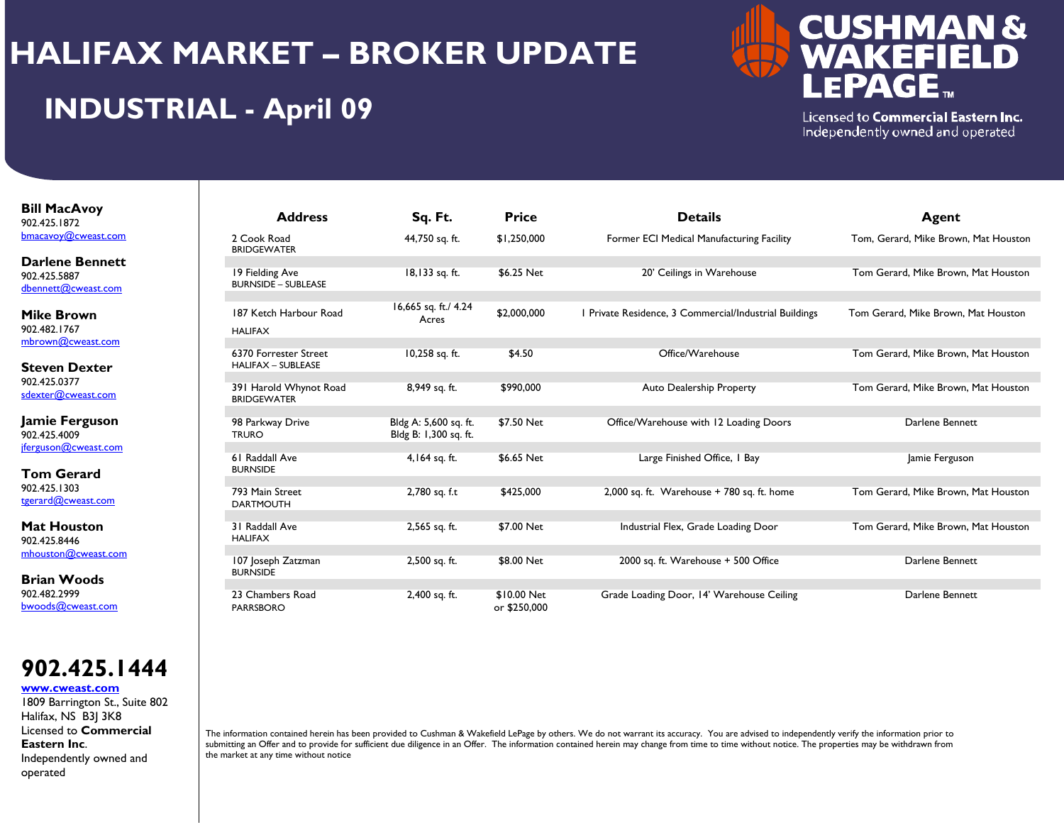# HALIFAX MARKET – BROKER UPDATE

## INDUSTRIAL - April 09

**CUSHMAN & WAKEFIELD LEPAGE™**

Licensed to **Commercial Eastern Inc.**
Independently owned and operated

**Bill MacAvoy**
902.425.1872
bmacavoy@cweast.com

**Darlene Bennett**
902.425.5887
dbennett@cweast.com

**Mike Brown**
902.482.1767
mbrown@cweast.com

**Steven Dexter**
902.425.0377
sdexter@cweast.com

**Jamie Ferguson**
902.425.4009
jferguson@cweast.com

**Tom Gerard**
902.425.1303
tgerard@cweast.com

**Mat Houston**
902.425.8446
mhouston@cweast.com

**Brian Woods**
902.482.2999
bwoods@cweast.com

**902.425.1444**
**www.cweast.com**
1809 Barrington St., Suite 802
Halifax, NS B3J 3K8
Licensed to **Commercial Eastern Inc**.
Independently owned and operated

| Address | Sq. Ft. | Price | Details | Agent |
|---|---|---|---|---|
| 2 Cook Road BRIDGEWATER | 44,750 sq. ft. | $1,250,000 | Former ECI Medical Manufacturing Facility | Tom, Gerard, Mike Brown, Mat Houston |
| 19 Fielding Ave BURNSIDE – SUBLEASE | 18,133 sq. ft. | $6.25 Net | 20' Ceilings in Warehouse | Tom Gerard, Mike Brown, Mat Houston |
| 187 Ketch Harbour Road HALIFAX | 16,665 sq. ft./ 4.24 Acres | $2,000,000 | 1 Private Residence, 3 Commercial/Industrial Buildings | Tom Gerard, Mike Brown, Mat Houston |
| 6370 Forrester Street HALIFAX – SUBLEASE | 10,258 sq. ft. | $4.50 | Office/Warehouse | Tom Gerard, Mike Brown, Mat Houston |
| 391 Harold Whynot Road BRIDGEWATER | 8,949 sq. ft. | $990,000 | Auto Dealership Property | Tom Gerard, Mike Brown, Mat Houston |
| 98 Parkway Drive TRURO | Bldg A: 5,600 sq. ft. Bldg B: 1,300 sq. ft. | $7.50 Net | Office/Warehouse with 12 Loading Doors | Darlene Bennett |
| 61 Raddall Ave BURNSIDE | 4,164 sq. ft. | $6.65 Net | Large Finished Office, 1 Bay | Jamie Ferguson |
| 793 Main Street DARTMOUTH | 2,780 sq. f.t | $425,000 | 2,000 sq. ft. Warehouse + 780 sq. ft. home | Tom Gerard, Mike Brown, Mat Houston |
| 31 Raddall Ave HALIFAX | 2,565 sq. ft. | $7.00 Net | Industrial Flex, Grade Loading Door | Tom Gerard, Mike Brown, Mat Houston |
| 107 Joseph Zatzman BURNSIDE | 2,500 sq. ft. | $8.00 Net | 2000 sq. ft. Warehouse + 500 Office | Darlene Bennett |
| 23 Chambers Road PARRSBORO | 2,400 sq. ft. | $10.00 Net or $250,000 | Grade Loading Door, 14' Warehouse Ceiling | Darlene Bennett |

The information contained herein has been provided to Cushman & Wakefield LePage by others. We do not warrant its accuracy. You are advised to independently verify the information prior to submitting an Offer and to provide for sufficient due diligence in an Offer. The information contained herein may change from time to time without notice. The properties may be withdrawn from the market at any time without notice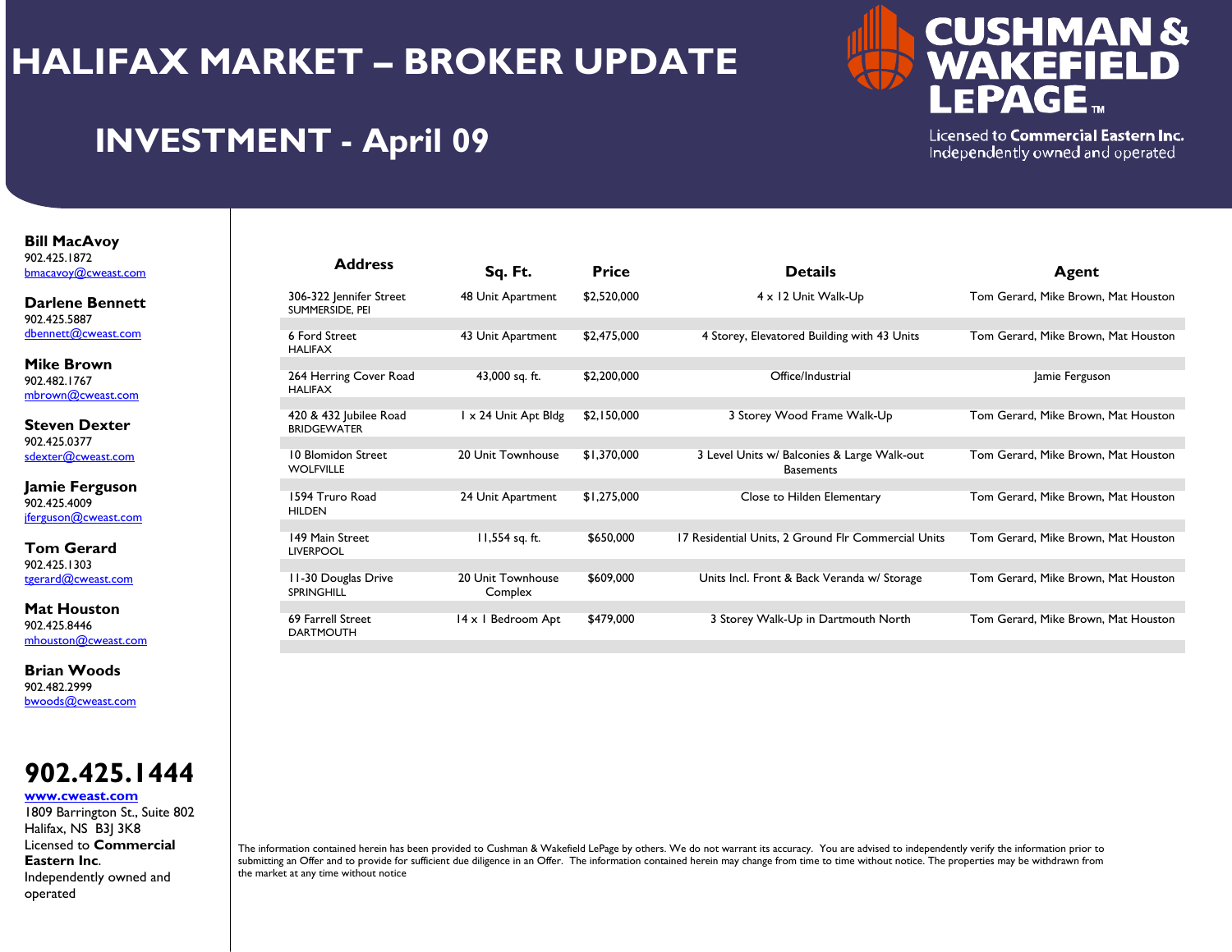# HALIFAX MARKET – BROKER UPDATE

## INVESTMENT - April 09

**CUSHMAN & WAKEFIELD LEPAGE**

Licensed to **Commercial Eastern Inc.**
Independently owned and operated

**Bill MacAvoy**
902.425.1872
bmacavoy@cweast.com

**Darlene Bennett**
902.425.5887
dbennett@cweast.com

**Mike Brown**
902.482.1767
mbrown@cweast.com

**Steven Dexter**
902.425.0377
sdexter@cweast.com

**Jamie Ferguson**
902.425.4009
jferguson@cweast.com

**Tom Gerard**
902.425.1303
tgerard@cweast.com

**Mat Houston**
902.425.8446
mhouston@cweast.com

**Brian Woods**
902.482.2999
bwoods@cweast.com

# 902.425.1444

**www.cweast.com**
1809 Barrington St., Suite 802
Halifax, NS B3J 3K8
Licensed to **Commercial Eastern Inc**.
Independently owned and operated

| Address | Sq. Ft. | Price | Details | Agent |
|---|---|---|---|---|
| 306-322 Jennifer Street SUMMERSIDE, PEI | 48 Unit Apartment | $2,520,000 | 4 x 12 Unit Walk-Up | Tom Gerard, Mike Brown, Mat Houston |
| 6 Ford Street HALIFAX | 43 Unit Apartment | $2,475,000 | 4 Storey, Elevatored Building with 43 Units | Tom Gerard, Mike Brown, Mat Houston |
| 264 Herring Cover Road HALIFAX | 43,000 sq. ft. | $2,200,000 | Office/Industrial | Jamie Ferguson |
| 420 & 432 Jubilee Road BRIDGEWATER | 1 x 24 Unit Apt Bldg | $2,150,000 | 3 Storey Wood Frame Walk-Up | Tom Gerard, Mike Brown, Mat Houston |
| 10 Blomidon Street WOLFVILLE | 20 Unit Townhouse | $1,370,000 | 3 Level Units w/ Balconies & Large Walk-out Basements | Tom Gerard, Mike Brown, Mat Houston |
| 1594 Truro Road HILDEN | 24 Unit Apartment | $1,275,000 | Close to Hilden Elementary | Tom Gerard, Mike Brown, Mat Houston |
| 149 Main Street LIVERPOOL | 11,554 sq. ft. | $650,000 | 17 Residential Units, 2 Ground Flr Commercial Units | Tom Gerard, Mike Brown, Mat Houston |
| 11-30 Douglas Drive SPRINGHILL | 20 Unit Townhouse Complex | $609,000 | Units Incl. Front & Back Veranda w/ Storage | Tom Gerard, Mike Brown, Mat Houston |
| 69 Farrell Street DARTMOUTH | 14 x 1 Bedroom Apt | $479,000 | 3 Storey Walk-Up in Dartmouth North | Tom Gerard, Mike Brown, Mat Houston |

The information contained herein has been provided to Cushman & Wakefield LePage by others. We do not warrant its accuracy. You are advised to independently verify the information prior to submitting an Offer and to provide for sufficient due diligence in an Offer. The information contained herein may change from time to time without notice. The properties may be withdrawn from the market at any time without notice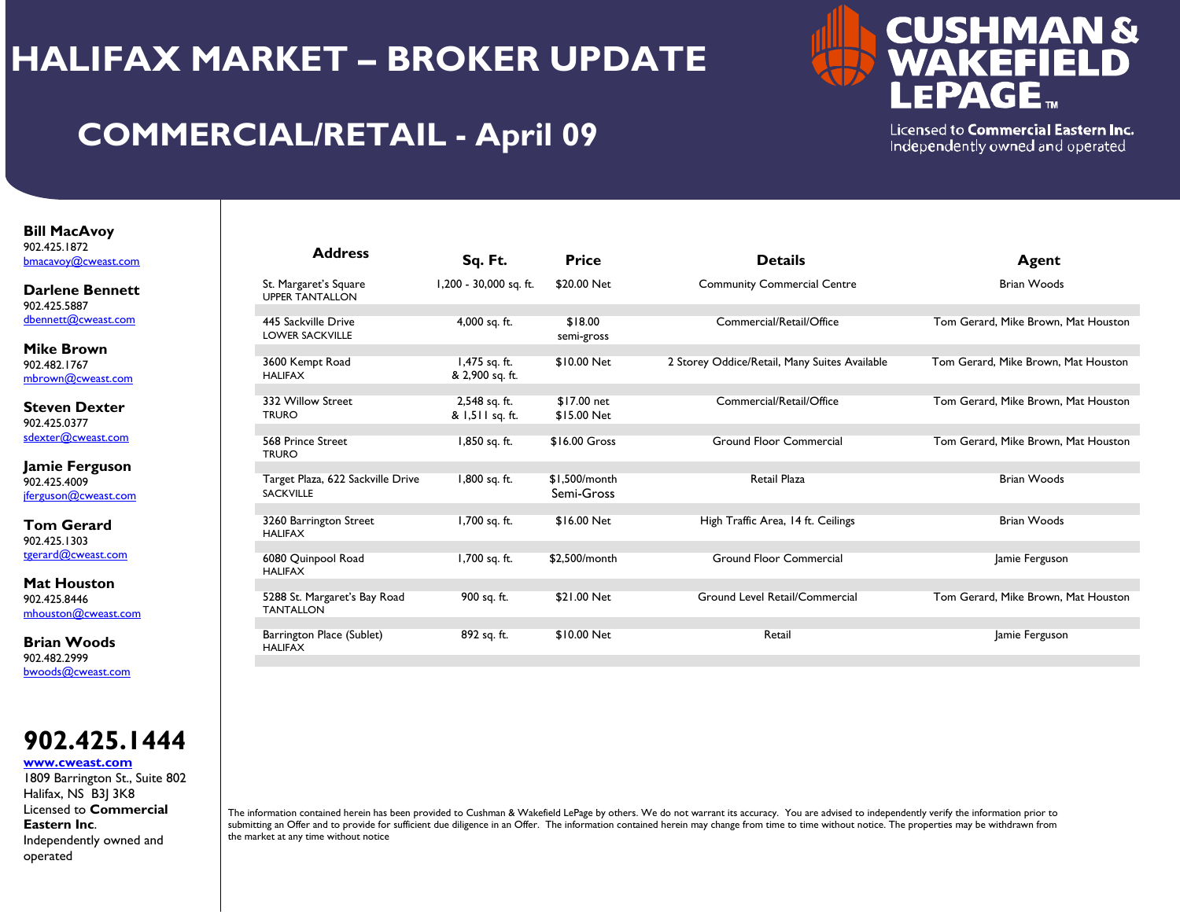# HALIFAX MARKET – BROKER UPDATE

## COMMERCIAL/RETAIL - April 09

CUSHMAN & WAKEFIELD LEPAGE™
Licensed to **Commercial Eastern Inc.**
Independently owned and operated

**Bill MacAvoy**
902.425.1872
bmacavoy@cweast.com

**Darlene Bennett**
902.425.5887
dbennett@cweast.com

**Mike Brown**
902.482.1767
mbrown@cweast.com

**Steven Dexter**
902.425.0377
sdexter@cweast.com

**Jamie Ferguson**
902.425.4009
jferguson@cweast.com

**Tom Gerard**
902.425.1303
tgerard@cweast.com

**Mat Houston**
902.425.8446
mhouston@cweast.com

**Brian Woods**
902.482.2999
bwoods@cweast.com

# 902.425.1444

**www.cweast.com**
1809 Barrington St., Suite 802
Halifax, NS B3J 3K8
Licensed to **Commercial Eastern Inc**.
Independently owned and operated

| Address | Sq. Ft. | Price | Details | Agent |
|---|---|---|---|---|
| St. Margaret's Square<br>UPPER TANTALLON | 1,200 - 30,000 sq. ft. | $20.00 Net | Community Commercial Centre | Brian Woods |
| 445 Sackville Drive<br>LOWER SACKVILLE | 4,000 sq. ft. | $18.00<br>semi-gross | Commercial/Retail/Office | Tom Gerard, Mike Brown, Mat Houston |
| 3600 Kempt Road<br>HALIFAX | 1,475 sq. ft.<br>& 2,900 sq. ft. | $10.00 Net | 2 Storey Oddice/Retail, Many Suites Available | Tom Gerard, Mike Brown, Mat Houston |
| 332 Willow Street<br>TRURO | 2,548 sq. ft.<br>& 1,511 sq. ft. | $17.00 net<br>$15.00 Net | Commercial/Retail/Office | Tom Gerard, Mike Brown, Mat Houston |
| 568 Prince Street<br>TRURO | 1,850 sq. ft. | $16.00 Gross | Ground Floor Commercial | Tom Gerard, Mike Brown, Mat Houston |
| Target Plaza, 622 Sackville Drive<br>SACKVILLE | 1,800 sq. ft. | $1,500/month<br>Semi-Gross | Retail Plaza | Brian Woods |
| 3260 Barrington Street<br>HALIFAX | 1,700 sq. ft. | $16.00 Net | High Traffic Area, 14 ft. Ceilings | Brian Woods |
| 6080 Quinpool Road<br>HALIFAX | 1,700 sq. ft. | $2,500/month | Ground Floor Commercial | Jamie Ferguson |
| 5288 St. Margaret's Bay Road<br>TANTALLON | 900 sq. ft. | $21.00 Net | Ground Level Retail/Commercial | Tom Gerard, Mike Brown, Mat Houston |
| Barrington Place (Sublet)<br>HALIFAX | 892 sq. ft. | $10.00 Net | Retail | Jamie Ferguson |

The information contained herein has been provided to Cushman & Wakefield LePage by others. We do not warrant its accuracy. You are advised to independently verify the information prior to submitting an Offer and to provide for sufficient due diligence in an Offer. The information contained herein may change from time to time without notice. The properties may be withdrawn from the market at any time without notice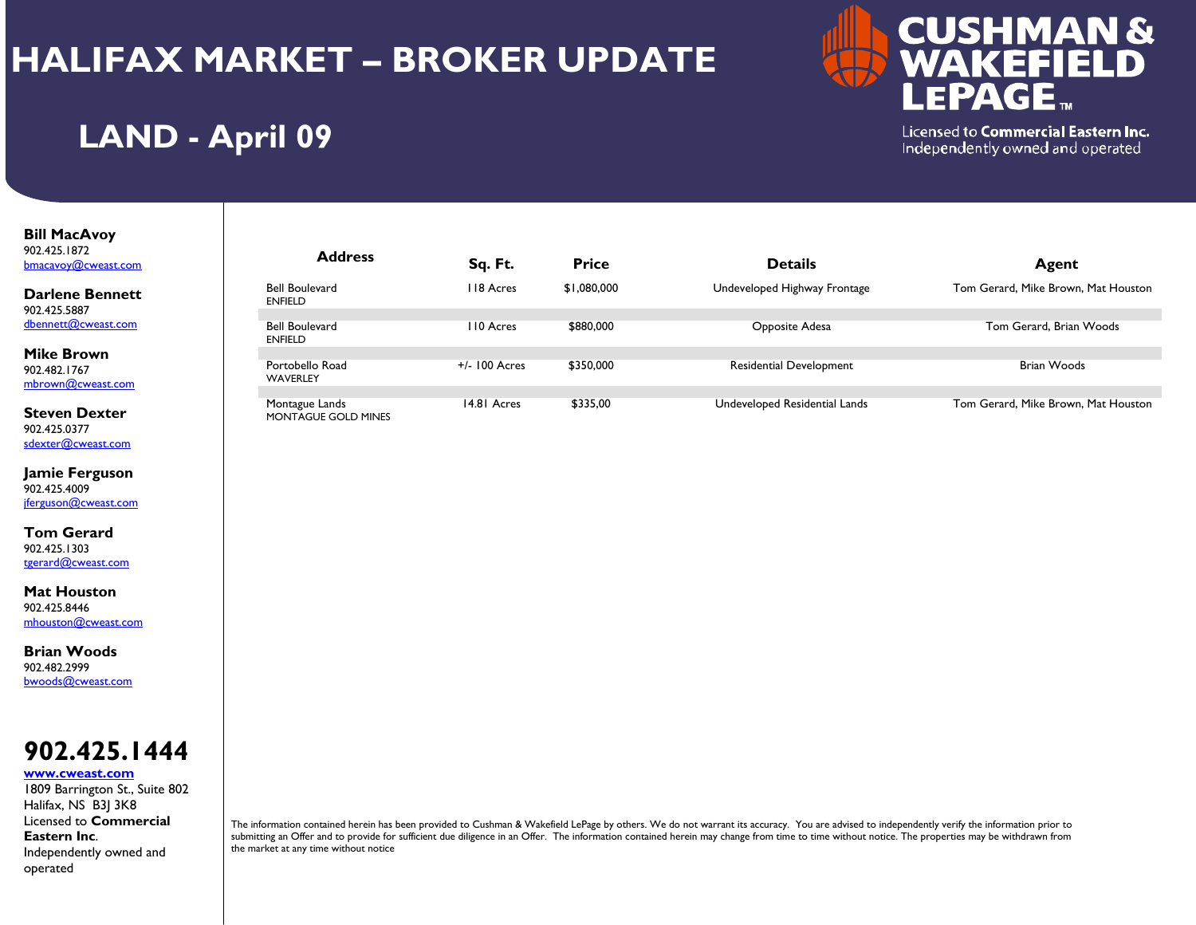# HALIFAX MARKET – BROKER UPDATE

## LAND - April 09

CUSHMAN & WAKEFIELD LEPAGE

Licensed to **Commercial Eastern Inc.**
Independently owned and operated

**Bill MacAvoy**
902.425.1872
bmacavoy@cweast.com

**Darlene Bennett**
902.425.5887
dbennett@cweast.com

**Mike Brown**
902.482.1767
mbrown@cweast.com

**Steven Dexter**
902.425.0377
sdexter@cweast.com

**Jamie Ferguson**
902.425.4009
jferguson@cweast.com

**Tom Gerard**
902.425.1303
tgerard@cweast.com

**Mat Houston**
902.425.8446
mhouston@cweast.com

**Brian Woods**
902.482.2999
bwoods@cweast.com

**902.425.1444**
**www.cweast.com**
1809 Barrington St., Suite 802
Halifax, NS B3J 3K8
Licensed to **Commercial Eastern Inc**.
Independently owned and operated

| Address | Sq. Ft. | Price | Details | Agent |
|---|---|---|---|---|
| Bell Boulevard ENFIELD | 118 Acres | $1,080,000 | Undeveloped Highway Frontage | Tom Gerard, Mike Brown, Mat Houston |
| Bell Boulevard ENFIELD | 110 Acres | $880,000 | Opposite Adesa | Tom Gerard, Brian Woods |
| Portobello Road WAVERLEY | +/- 100 Acres | $350,000 | Residential Development | Brian Woods |
| Montague Lands MONTAGUE GOLD MINES | 14.81 Acres | $335,00 | Undeveloped Residential Lands | Tom Gerard, Mike Brown, Mat Houston |

The information contained herein has been provided to Cushman & Wakefield LePage by others. We do not warrant its accuracy. You are advised to independently verify the information prior to submitting an Offer and to provide for sufficient due diligence in an Offer. The information contained herein may change from time to time without notice. The properties may be withdrawn from the market at any time without notice